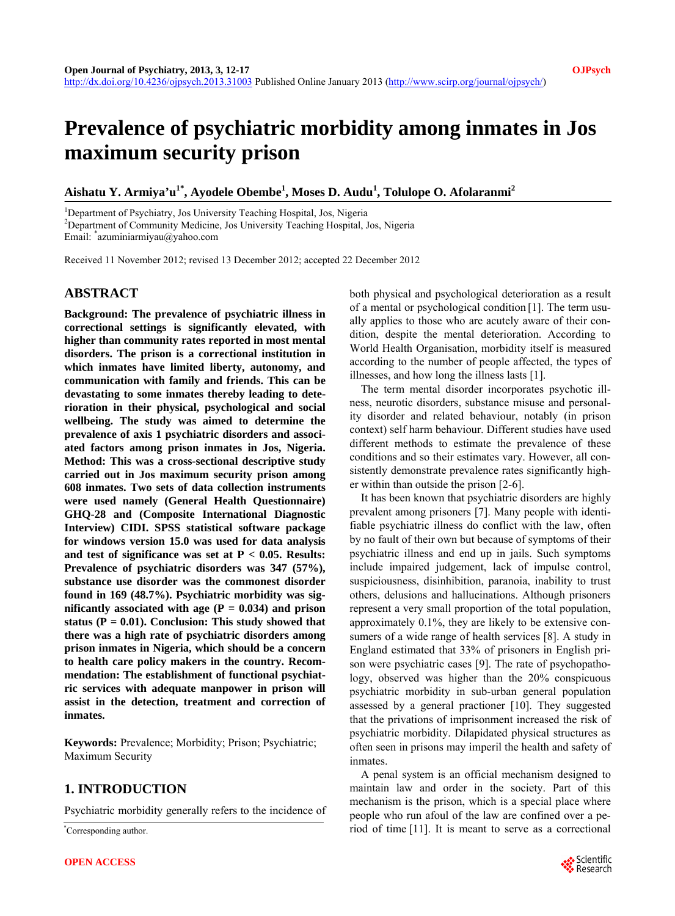# Prevalence of psychiatric morbidity among inmates in Jos maximum security prison

**Aishatu Y. Armiya'u[1*], Ayodele Obembe[1], Moses D. Audu[1], Tolulope O. Afolaranmi[2]**

[1]Department of Psychiatry, Jos University Teaching Hospital, Jos, Nigeria
[2]Department of Community Medicine, Jos University Teaching Hospital, Jos, Nigeria
Email: *azuminiarmiyau@yahoo.com

Received 11 November 2012; revised 13 December 2012; accepted 22 December 2012

## ABSTRACT

**Background: The prevalence of psychiatric illness in correctional settings is significantly elevated, with higher than community rates reported in most mental disorders. The prison is a correctional institution in which inmates have limited liberty, autonomy, and communication with family and friends. This can be devastating to some inmates thereby leading to deterioration in their physical, psychological and social wellbeing. The study was aimed to determine the prevalence of axis 1 psychiatric disorders and associated factors among prison inmates in Jos, Nigeria. Method: This was a cross-sectional descriptive study carried out in Jos maximum security prison among 608 inmates. Two sets of data collection instruments were used namely (General Health Questionnaire) GHQ-28 and (Composite International Diagnostic Interview) CIDI. SPSS statistical software package for windows version 15.0 was used for data analysis and test of significance was set at $P < 0.05$. Results: Prevalence of psychiatric disorders was 347 (57%), substance use disorder was the commonest disorder found in 169 (48.7%). Psychiatric morbidity was significantly associated with age ($P = 0.034$) and prison status ($P = 0.01$). Conclusion: This study showed that there was a high rate of psychiatric disorders among prison inmates in Nigeria, which should be a concern to health care policy makers in the country. Recommendation: The establishment of functional psychiatric services with adequate manpower in prison will assist in the detection, treatment and correction of inmates.**

**Keywords:** Prevalence; Morbidity; Prison; Psychiatric; Maximum Security

## 1. INTRODUCTION

Psychiatric morbidity generally refers to the incidence of both physical and psychological deterioration as a result of a mental or psychological condition [1]. The term usually applies to those who are acutely aware of their condition, despite the mental deterioration. According to World Health Organisation, morbidity itself is measured according to the number of people affected, the types of illnesses, and how long the illness lasts [1].

The term mental disorder incorporates psychotic illness, neurotic disorders, substance misuse and personality disorder and related behaviour, notably (in prison context) self harm behaviour. Different studies have used different methods to estimate the prevalence of these conditions and so their estimates vary. However, all consistently demonstrate prevalence rates significantly higher within than outside the prison [2-6].

It has been known that psychiatric disorders are highly prevalent among prisoners [7]. Many people with identifiable psychiatric illness do conflict with the law, often by no fault of their own but because of symptoms of their psychiatric illness and end up in jails. Such symptoms include impaired judgement, lack of impulse control, suspiciousness, disinhibition, paranoia, inability to trust others, delusions and hallucinations. Although prisoners represent a very small proportion of the total population, approximately 0.1%, they are likely to be extensive consumers of a wide range of health services [8]. A study in England estimated that 33% of prisoners in English prison were psychiatric cases [9]. The rate of psychopathology, observed was higher than the 20% conspicuous psychiatric morbidity in sub-urban general population assessed by a general practioner [10]. They suggested that the privations of imprisonment increased the risk of psychiatric morbidity. Dilapidated physical structures as often seen in prisons may imperil the health and safety of inmates.

A penal system is an official mechanism designed to maintain law and order in the society. Part of this mechanism is the prison, which is a special place where people who run afoul of the law are confined over a period of time [11]. It is meant to serve as a correctional

*Corresponding author.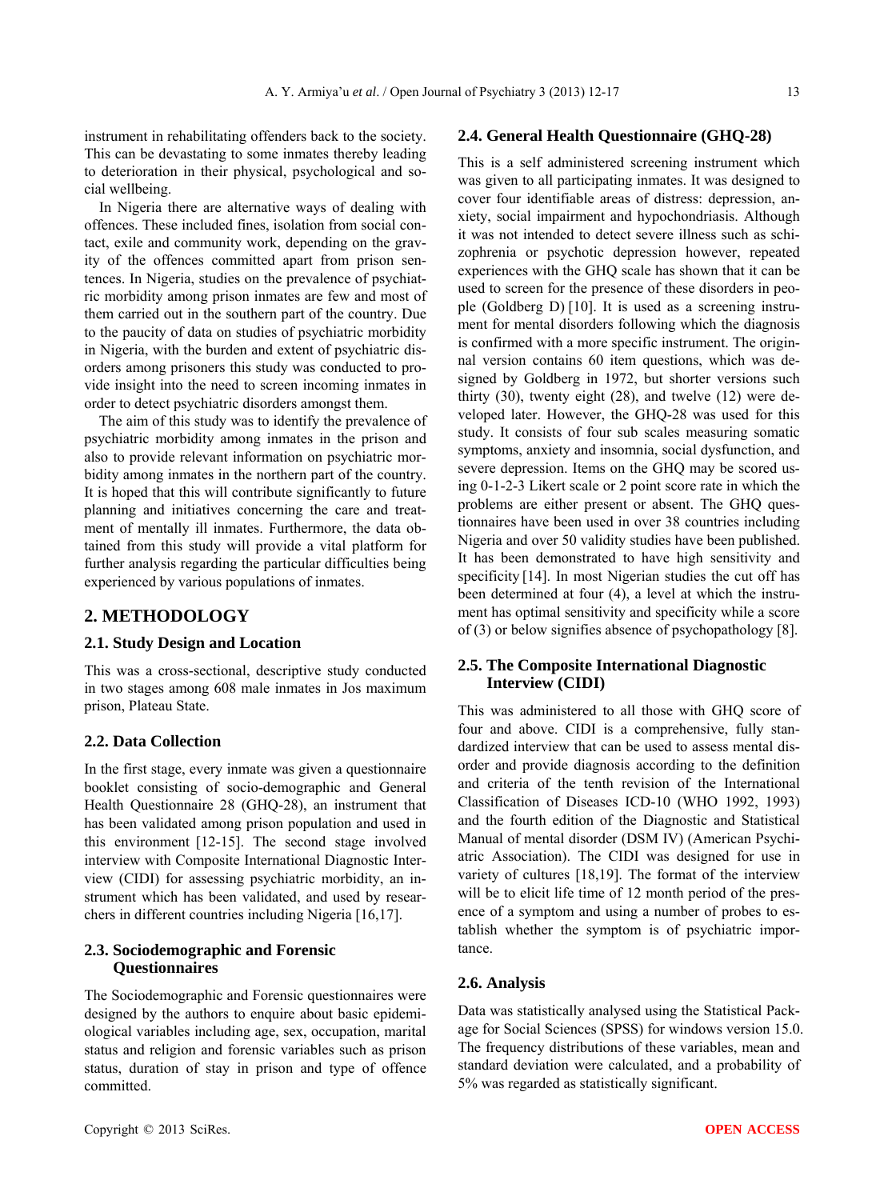instrument in rehabilitating offenders back to the society. This can be devastating to some inmates thereby leading to deterioration in their physical, psychological and social wellbeing.

In Nigeria there are alternative ways of dealing with offences. These included fines, isolation from social contact, exile and community work, depending on the gravity of the offences committed apart from prison sentences. In Nigeria, studies on the prevalence of psychiatric morbidity among prison inmates are few and most of them carried out in the southern part of the country. Due to the paucity of data on studies of psychiatric morbidity in Nigeria, with the burden and extent of psychiatric disorders among prisoners this study was conducted to provide insight into the need to screen incoming inmates in order to detect psychiatric disorders amongst them.

The aim of this study was to identify the prevalence of psychiatric morbidity among inmates in the prison and also to provide relevant information on psychiatric morbidity among inmates in the northern part of the country. It is hoped that this will contribute significantly to future planning and initiatives concerning the care and treatment of mentally ill inmates. Furthermore, the data obtained from this study will provide a vital platform for further analysis regarding the particular difficulties being experienced by various populations of inmates.

## 2. METHODOLOGY

### 2.1. Study Design and Location

This was a cross-sectional, descriptive study conducted in two stages among 608 male inmates in Jos maximum prison, Plateau State.

### 2.2. Data Collection

In the first stage, every inmate was given a questionnaire booklet consisting of socio-demographic and General Health Questionnaire 28 (GHQ-28), an instrument that has been validated among prison population and used in this environment [12-15]. The second stage involved interview with Composite International Diagnostic Interview (CIDI) for assessing psychiatric morbidity, an instrument which has been validated, and used by researchers in different countries including Nigeria [16,17].

### 2.3. Sociodemographic and Forensic Questionnaires

The Sociodemographic and Forensic questionnaires were designed by the authors to enquire about basic epidemiological variables including age, sex, occupation, marital status and religion and forensic variables such as prison status, duration of stay in prison and type of offence committed.

### 2.4. General Health Questionnaire (GHQ-28)

This is a self administered screening instrument which was given to all participating inmates. It was designed to cover four identifiable areas of distress: depression, anxiety, social impairment and hypochondriasis. Although it was not intended to detect severe illness such as schizophrenia or psychotic depression however, repeated experiences with the GHQ scale has shown that it can be used to screen for the presence of these disorders in people (Goldberg D) [10]. It is used as a screening instrument for mental disorders following which the diagnosis is confirmed with a more specific instrument. The original version contains 60 item questions, which was designed by Goldberg in 1972, but shorter versions such thirty (30), twenty eight (28), and twelve (12) were developed later. However, the GHQ-28 was used for this study. It consists of four sub scales measuring somatic symptoms, anxiety and insomnia, social dysfunction, and severe depression. Items on the GHQ may be scored using 0-1-2-3 Likert scale or 2 point score rate in which the problems are either present or absent. The GHQ questionnaires have been used in over 38 countries including Nigeria and over 50 validity studies have been published. It has been demonstrated to have high sensitivity and specificity [14]. In most Nigerian studies the cut off has been determined at four (4), a level at which the instrument has optimal sensitivity and specificity while a score of (3) or below signifies absence of psychopathology [8].

### 2.5. The Composite International Diagnostic Interview (CIDI)

This was administered to all those with GHQ score of four and above. CIDI is a comprehensive, fully standardized interview that can be used to assess mental disorder and provide diagnosis according to the definition and criteria of the tenth revision of the International Classification of Diseases ICD-10 (WHO 1992, 1993) and the fourth edition of the Diagnostic and Statistical Manual of mental disorder (DSM IV) (American Psychiatric Association). The CIDI was designed for use in variety of cultures [18,19]. The format of the interview will be to elicit life time of 12 month period of the presence of a symptom and using a number of probes to establish whether the symptom is of psychiatric importance.

### 2.6. Analysis

Data was statistically analysed using the Statistical Package for Social Sciences (SPSS) for windows version 15.0. The frequency distributions of these variables, mean and standard deviation were calculated, and a probability of 5% was regarded as statistically significant.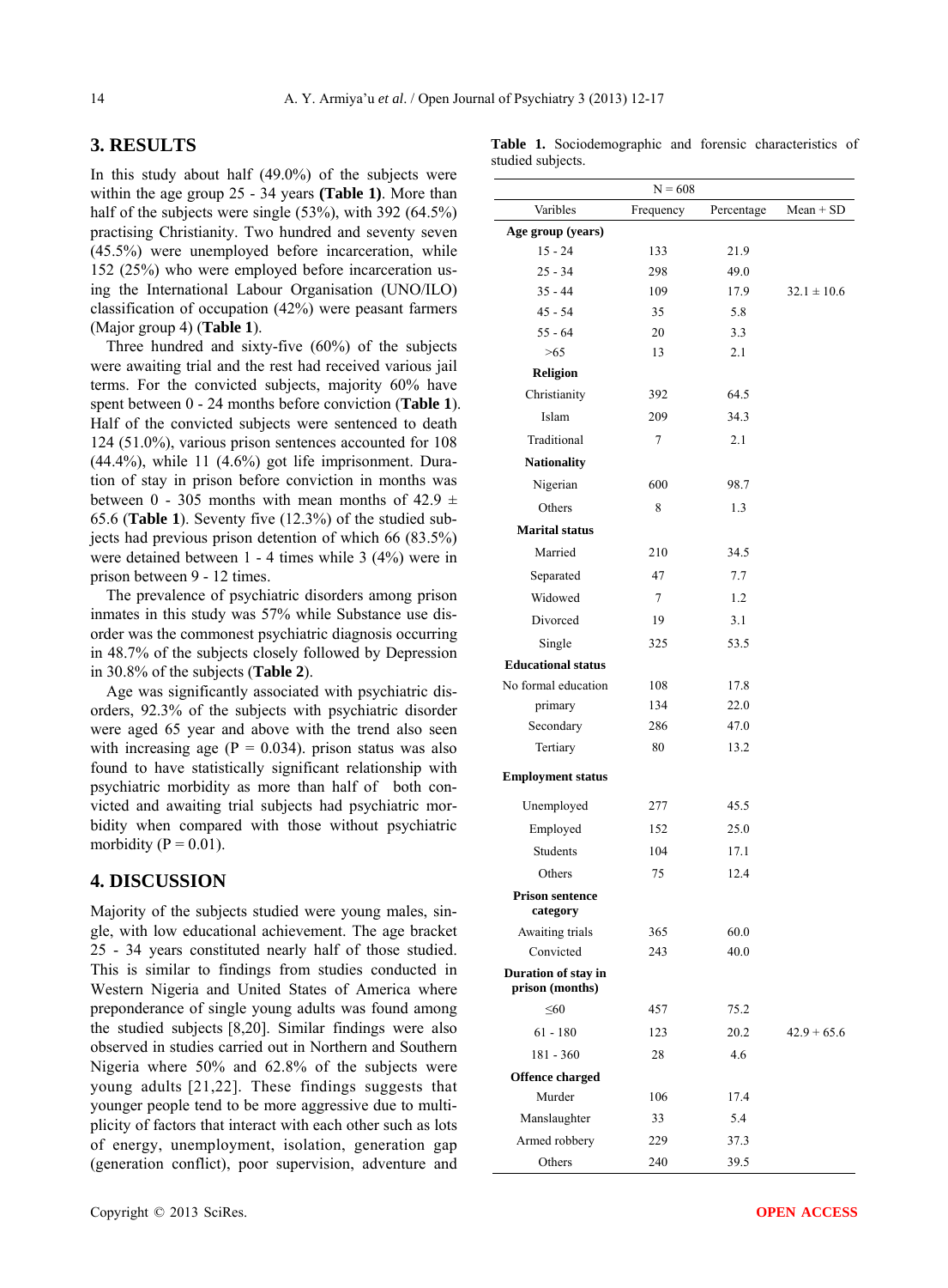## 3. RESULTS

In this study about half (49.0%) of the subjects were within the age group 25 - 34 years **(Table 1)**. More than half of the subjects were single (53%), with 392 (64.5%) practising Christianity. Two hundred and seventy seven (45.5%) were unemployed before incarceration, while 152 (25%) who were employed before incarceration using the International Labour Organisation (UNO/ILO) classification of occupation (42%) were peasant farmers (Major group 4) (**Table 1**).

Three hundred and sixty-five (60%) of the subjects were awaiting trial and the rest had received various jail terms. For the convicted subjects, majority 60% have spent between 0 - 24 months before conviction (**Table 1**). Half of the convicted subjects were sentenced to death 124 (51.0%), various prison sentences accounted for 108 (44.4%), while 11 (4.6%) got life imprisonment. Duration of stay in prison before conviction in months was between 0 - 305 months with mean months of 42.9 ± 65.6 (**Table 1**). Seventy five (12.3%) of the studied subjects had previous prison detention of which 66 (83.5%) were detained between 1 - 4 times while 3 (4%) were in prison between 9 - 12 times.

The prevalence of psychiatric disorders among prison inmates in this study was 57% while Substance use disorder was the commonest psychiatric diagnosis occurring in 48.7% of the subjects closely followed by Depression in 30.8% of the subjects (**Table 2**).

Age was significantly associated with psychiatric disorders, 92.3% of the subjects with psychiatric disorder were aged 65 year and above with the trend also seen with increasing age ($P = 0.034$). prison status was also found to have statistically significant relationship with psychiatric morbidity as more than half of both convicted and awaiting trial subjects had psychiatric morbidity when compared with those without psychiatric morbidity ($P = 0.01$).

## 4. DISCUSSION

Majority of the subjects studied were young males, single, with low educational achievement. The age bracket 25 - 34 years constituted nearly half of those studied. This is similar to findings from studies conducted in Western Nigeria and United States of America where preponderance of single young adults was found among the studied subjects [8,20]. Similar findings were also observed in studies carried out in Northern and Southern Nigeria where 50% and 62.8% of the subjects were young adults [21,22]. These findings suggests that younger people tend to be more aggressive due to multiplicity of factors that interact with each other such as lots of energy, unemployment, isolation, generation gap (generation conflict), poor supervision, adventure and

**Table 1.** Sociodemographic and forensic characteristics of studied subjects.

| N = 608 | | | |
|---|---|---|---|
| Varibles | Frequency | Percentage | Mean + SD |
| **Age group (years)** | | | |
| 15 - 24 | 133 | 21.9 | |
| 25 - 34 | 298 | 49.0 | |
| 35 - 44 | 109 | 17.9 | 32.1 ± 10.6 |
| 45 - 54 | 35 | 5.8 | |
| 55 - 64 | 20 | 3.3 | |
| >65 | 13 | 2.1 | |
| **Religion** | | | |
| Christianity | 392 | 64.5 | |
| Islam | 209 | 34.3 | |
| Traditional | 7 | 2.1 | |
| **Nationality** | | | |
| Nigerian | 600 | 98.7 | |
| Others | 8 | 1.3 | |
| **Marital status** | | | |
| Married | 210 | 34.5 | |
| Separated | 47 | 7.7 | |
| Widowed | 7 | 1.2 | |
| Divorced | 19 | 3.1 | |
| Single | 325 | 53.5 | |
| **Educational status** | | | |
| No formal education | 108 | 17.8 | |
| primary | 134 | 22.0 | |
| Secondary | 286 | 47.0 | |
| Tertiary | 80 | 13.2 | |
| **Employment status** | | | |
| Unemployed | 277 | 45.5 | |
| Employed | 152 | 25.0 | |
| Students | 104 | 17.1 | |
| Others | 75 | 12.4 | |
| **Prison sentence category** | | | |
| Awaiting trials | 365 | 60.0 | |
| Convicted | 243 | 40.0 | |
| **Duration of stay in prison (months)** | | | |
| ≤60 | 457 | 75.2 | |
| 61 - 180 | 123 | 20.2 | 42.9 + 65.6 |
| 181 - 360 | 28 | 4.6 | |
| **Offence charged** | | | |
| Murder | 106 | 17.4 | |
| Manslaughter | 33 | 5.4 | |
| Armed robbery | 229 | 37.3 | |
| Others | 240 | 39.5 | |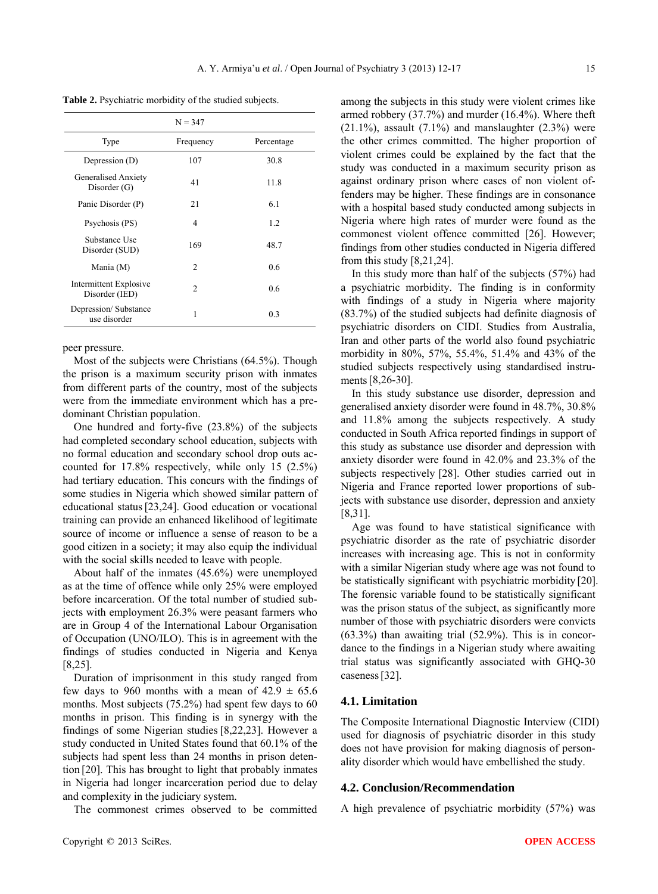**Table 2.** Psychiatric morbidity of the studied subjects.

| N = 347 | | |
|---|---|---|
| Type | Frequency | Percentage |
| Depression (D) | 107 | 30.8 |
| Generalised Anxiety Disorder (G) | 41 | 11.8 |
| Panic Disorder (P) | 21 | 6.1 |
| Psychosis (PS) | 4 | 1.2 |
| Substance Use Disorder (SUD) | 169 | 48.7 |
| Mania (M) | 2 | 0.6 |
| Intermittent Explosive Disorder (IED) | 2 | 0.6 |
| Depression/ Substance use disorder | 1 | 0.3 |

peer pressure.

Most of the subjects were Christians (64.5%). Though the prison is a maximum security prison with inmates from different parts of the country, most of the subjects were from the immediate environment which has a predominant Christian population.

One hundred and forty-five (23.8%) of the subjects had completed secondary school education, subjects with no formal education and secondary school drop outs accounted for 17.8% respectively, while only 15 (2.5%) had tertiary education. This concurs with the findings of some studies in Nigeria which showed similar pattern of educational status [23,24]. Good education or vocational training can provide an enhanced likelihood of legitimate source of income or influence a sense of reason to be a good citizen in a society; it may also equip the individual with the social skills needed to leave with people.

About half of the inmates (45.6%) were unemployed as at the time of offence while only 25% were employed before incarceration. Of the total number of studied subjects with employment 26.3% were peasant farmers who are in Group 4 of the International Labour Organisation of Occupation (UNO/ILO). This is in agreement with the findings of studies conducted in Nigeria and Kenya [8,25].

Duration of imprisonment in this study ranged from few days to 960 months with a mean of 42.9 ± 65.6 months. Most subjects (75.2%) had spent few days to 60 months in prison. This finding is in synergy with the findings of some Nigerian studies [8,22,23]. However a study conducted in United States found that 60.1% of the subjects had spent less than 24 months in prison detention [20]. This has brought to light that probably inmates in Nigeria had longer incarceration period due to delay and complexity in the judiciary system.

The commonest crimes observed to be committed among the subjects in this study were violent crimes like armed robbery (37.7%) and murder (16.4%). Where theft (21.1%), assault (7.1%) and manslaughter (2.3%) were the other crimes committed. The higher proportion of violent crimes could be explained by the fact that the study was conducted in a maximum security prison as against ordinary prison where cases of non violent offenders may be higher. These findings are in consonance with a hospital based study conducted among subjects in Nigeria where high rates of murder were found as the commonest violent offence committed [26]. However; findings from other studies conducted in Nigeria differed from this study [8,21,24].

In this study more than half of the subjects (57%) had a psychiatric morbidity. The finding is in conformity with findings of a study in Nigeria where majority (83.7%) of the studied subjects had definite diagnosis of psychiatric disorders on CIDI. Studies from Australia, Iran and other parts of the world also found psychiatric morbidity in 80%, 57%, 55.4%, 51.4% and 43% of the studied subjects respectively using standardised instruments [8,26-30].

In this study substance use disorder, depression and generalised anxiety disorder were found in 48.7%, 30.8% and 11.8% among the subjects respectively. A study conducted in South Africa reported findings in support of this study as substance use disorder and depression with anxiety disorder were found in 42.0% and 23.3% of the subjects respectively [28]. Other studies carried out in Nigeria and France reported lower proportions of subjects with substance use disorder, depression and anxiety [8,31].

Age was found to have statistical significance with psychiatric disorder as the rate of psychiatric disorder increases with increasing age. This is not in conformity with a similar Nigerian study where age was not found to be statistically significant with psychiatric morbidity [20]. The forensic variable found to be statistically significant was the prison status of the subject, as significantly more number of those with psychiatric disorders were convicts (63.3%) than awaiting trial (52.9%). This is in concordance to the findings in a Nigerian study where awaiting trial status was significantly associated with GHQ-30 caseness [32].

### 4.1. Limitation

The Composite International Diagnostic Interview (CIDI) used for diagnosis of psychiatric disorder in this study does not have provision for making diagnosis of personality disorder which would have embellished the study.

### 4.2. Conclusion/Recommendation

A high prevalence of psychiatric morbidity (57%) was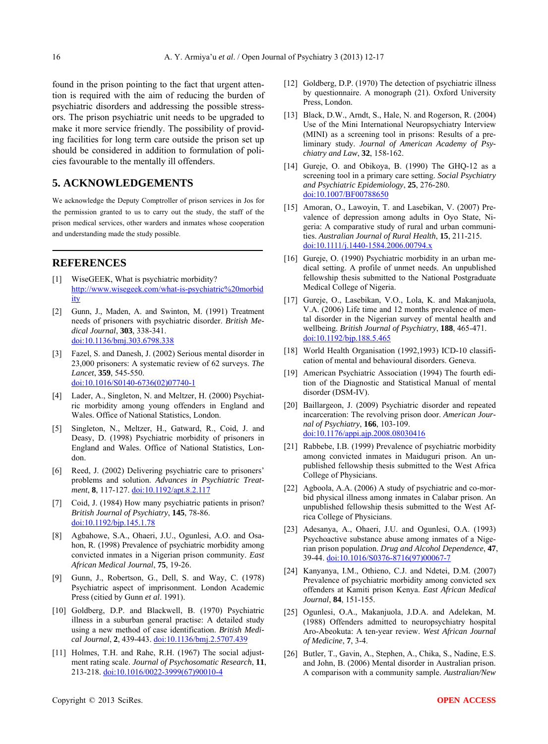found in the prison pointing to the fact that urgent attention is required with the aim of reducing the burden of psychiatric disorders and addressing the possible stressors. The prison psychiatric unit needs to be upgraded to make it more service friendly. The possibility of providing facilities for long term care outside the prison set up should be considered in addition to formulation of policies favourable to the mentally ill offenders.

## 5. ACKNOWLEDGEMENTS

We acknowledge the Deputy Comptroller of prison services in Jos for the permission granted to us to carry out the study, the staff of the prison medical services, other warders and inmates whose cooperation and understanding made the study possible.

## REFERENCES

[1] WiseGEEK, What is psychiatric morbidity? http://www.wisegeek.com/what-is-psychiatric%20morbidity

[2] Gunn, J., Maden, A. and Swinton, M. (1991) Treatment needs of prisoners with psychiatric disorder. *British Medical Journal*, **303**, 338-341. doi:10.1136/bmj.303.6798.338

[3] Fazel, S. and Danesh, J. (2002) Serious mental disorder in 23,000 prisoners: A systematic review of 62 surveys. *The Lancet*, **359**, 545-550. doi:10.1016/S0140-6736(02)07740-1

[4] Lader, A., Singleton, N. and Meltzer, H. (2000) Psychiatric morbidity among young offenders in England and Wales. Office of National Statistics, London.

[5] Singleton, N., Meltzer, H., Gatward, R., Coid, J. and Deasy, D. (1998) Psychiatric morbidity of prisoners in England and Wales. Office of National Statistics, London.

[6] Reed, J. (2002) Delivering psychiatric care to prisoners' problems and solution. *Advances in Psychiatric Treatment*, **8**, 117-127. doi:10.1192/apt.8.2.117

[7] Coid, J. (1984) How many psychiatric patients in prison? *British Journal of Psychiatry*, **145**, 78-86. doi:10.1192/bjp.145.1.78

[8] Agbahowe, S.A., Ohaeri, J.U., Ogunlesi, A.O. and Osahon, R. (1998) Prevalence of psychiatric morbidity among convicted inmates in a Nigerian prison community. *East African Medical Journal*, **75**, 19-26.

[9] Gunn, J., Robertson, G., Dell, S. and Way, C. (1978) Psychiatric aspect of imprisonment. London Academic Press (citied by Gunn *et al*. 1991).

[10] Goldberg, D.P. and Blackwell, B. (1970) Psychiatric illness in a suburban general practise: A detailed study using a new method of case identification. *British Medical Journal*, **2**, 439-443. doi:10.1136/bmj.2.5707.439

[11] Holmes, T.H. and Rahe, R.H. (1967) The social adjustment rating scale. *Journal of Psychosomatic Research*, **11**, 213-218. doi:10.1016/0022-3999(67)90010-4

[12] Goldberg, D.P. (1970) The detection of psychiatric illness by questionnaire. A monograph (21). Oxford University Press, London.

[13] Black, D.W., Arndt, S., Hale, N. and Rogerson, R. (2004) Use of the Mini International Neuropsychiatry Interview (MINI) as a screening tool in prisons: Results of a preliminary study. *Journal of American Academy of Psychiatry and Law*, **32**, 158-162.

[14] Gureje, O. and Obikoya, B. (1990) The GHQ-12 as a screening tool in a primary care setting. *Social Psychiatry and Psychiatric Epidemiology*, **25**, 276-280. doi:10.1007/BF00788650

[15] Amoran, O., Lawoyin, T. and Lasebikan, V. (2007) Prevalence of depression among adults in Oyo State, Nigeria: A comparative study of rural and urban communities. *Australian Journal of Rural Health*, **15**, 211-215. doi:10.1111/j.1440-1584.2006.00794.x

[16] Gureje, O. (1990) Psychiatric morbidity in an urban medical setting. A profile of unmet needs. An unpublished fellowship thesis submitted to the National Postgraduate Medical College of Nigeria.

[17] Gureje, O., Lasebikan, V.O., Lola, K. and Makanjuola, V.A. (2006) Life time and 12 months prevalence of mental disorder in the Nigerian survey of mental health and wellbeing. *British Journal of Psychiatry*, **188**, 465-471. doi:10.1192/bjp.188.5.465

[18] World Health Organisation (1992,1993) ICD-10 classification of mental and behavioural disorders. Geneva.

[19] American Psychiatric Association (1994) The fourth edition of the Diagnostic and Statistical Manual of mental disorder (DSM-IV).

[20] Baillargeon, J. (2009) Psychiatric disorder and repeated incarceration: The revolving prison door. *American Journal of Psychiatry*, **166**, 103-109. doi:10.1176/appi.ajp.2008.08030416

[21] Rabbebe, I.B. (1999) Prevalence of psychiatric morbidity among convicted inmates in Maiduguri prison. An unpublished fellowship thesis submitted to the West Africa College of Physicians.

[22] Agboola, A.A. (2006) A study of psychiatric and co-morbid physical illness among inmates in Calabar prison. An unpublished fellowship thesis submitted to the West Africa College of Physicians.

[23] Adesanya, A., Ohaeri, J.U. and Ogunlesi, O.A. (1993) Psychoactive substance abuse among inmates of a Nigerian prison population. *Drug and Alcohol Dependence*, **47**, 39-44. doi:10.1016/S0376-8716(97)00067-7

[24] Kanyanya, I.M., Othieno, C.J. and Ndetei, D.M. (2007) Prevalence of psychiatric morbidity among convicted sex offenders at Kamiti prison Kenya. *East African Medical Journal*, **84**, 151-155.

[25] Ogunlesi, O.A., Makanjuola, J.D.A. and Adelekan, M. (1988) Offenders admitted to neuropsychiatry hospital Aro-Abeokuta: A ten-year review. *West African Journal of Medicine*, **7**, 3-4.

[26] Butler, T., Gavin, A., Stephen, A., Chika, S., Nadine, E.S. and John, B. (2006) Mental disorder in Australian prison. A comparison with a community sample. *Australian/New*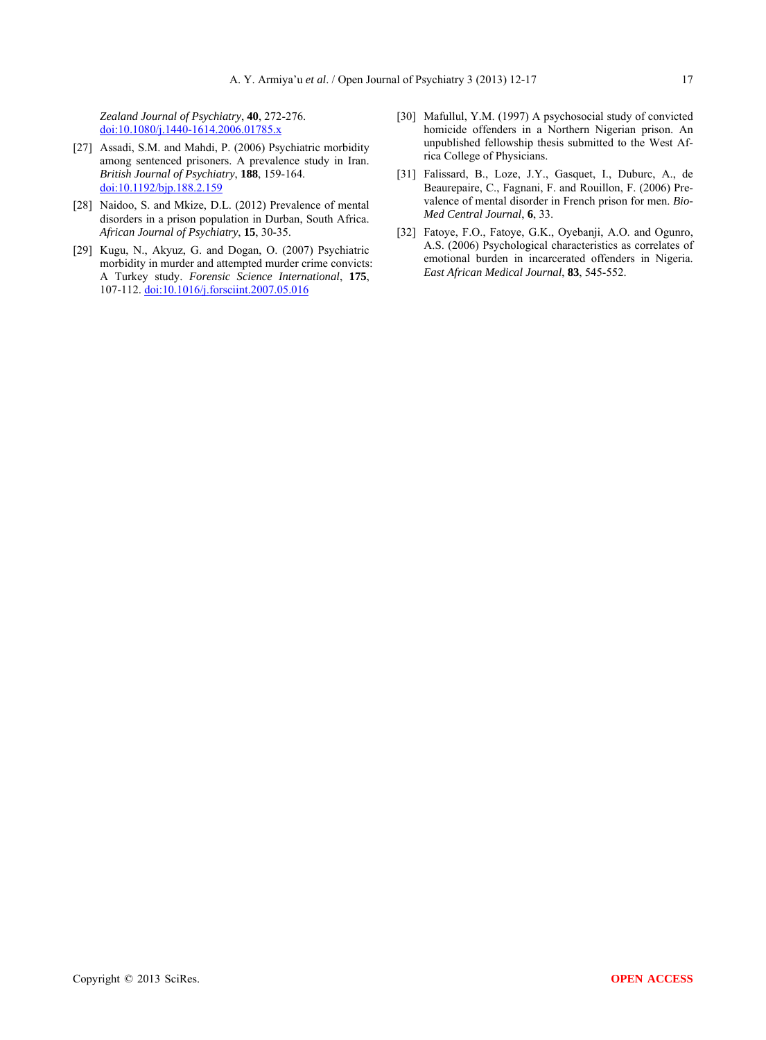*Zealand Journal of Psychiatry*, **40**, 272-276. doi:10.1080/j.1440-1614.2006.01785.x

[27] Assadi, S.M. and Mahdi, P. (2006) Psychiatric morbidity among sentenced prisoners. A prevalence study in Iran. *British Journal of Psychiatry*, **188**, 159-164. doi:10.1192/bjp.188.2.159

[28] Naidoo, S. and Mkize, D.L. (2012) Prevalence of mental disorders in a prison population in Durban, South Africa. *African Journal of Psychiatry*, **15**, 30-35.

[29] Kugu, N., Akyuz, G. and Dogan, O. (2007) Psychiatric morbidity in murder and attempted murder crime convicts: A Turkey study. *Forensic Science International*, **175**, 107-112. doi:10.1016/j.forsciint.2007.05.016

[30] Mafullul, Y.M. (1997) A psychosocial study of convicted homicide offenders in a Northern Nigerian prison. An unpublished fellowship thesis submitted to the West Africa College of Physicians.

[31] Falissard, B., Loze, J.Y., Gasquet, I., Duburc, A., de Beaurepaire, C., Fagnani, F. and Rouillon, F. (2006) Prevalence of mental disorder in French prison for men. *BioMed Central Journal*, **6**, 33.

[32] Fatoye, F.O., Fatoye, G.K., Oyebanji, A.O. and Ogunro, A.S. (2006) Psychological characteristics as correlates of emotional burden in incarcerated offenders in Nigeria. *East African Medical Journal*, **83**, 545-552.